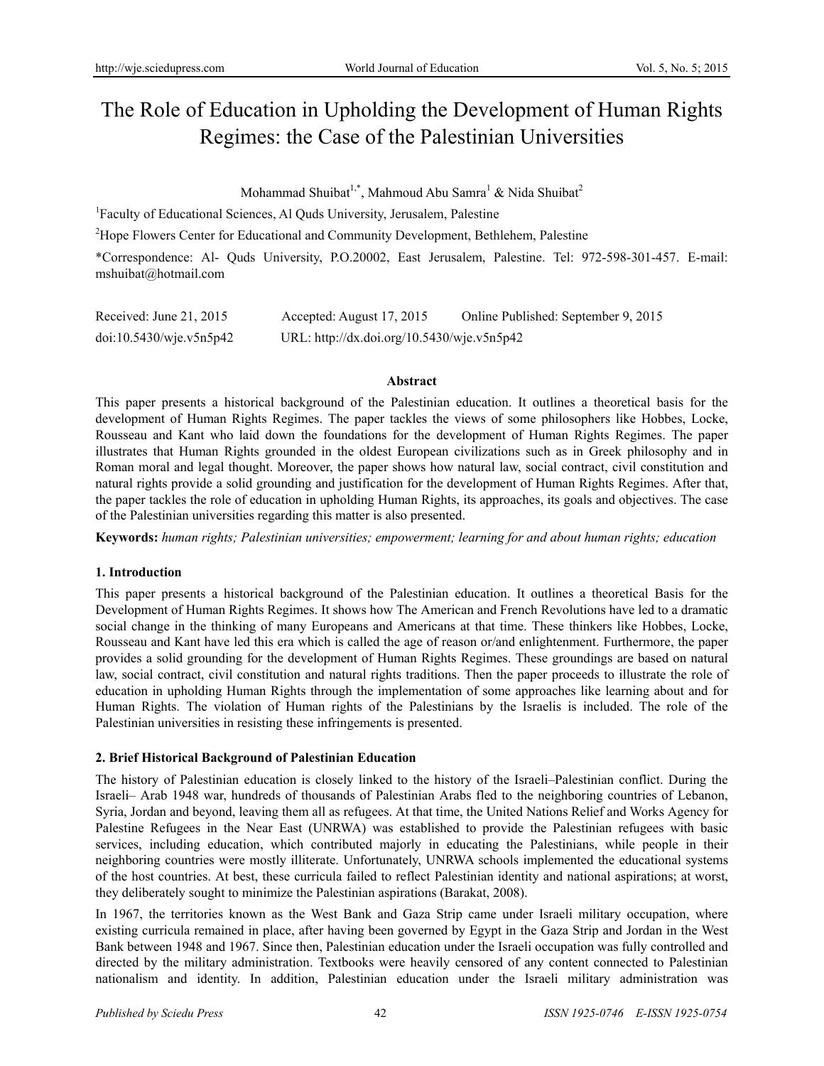# The Role of Education in Upholding the Development of Human Rights Regimes: the Case of the Palestinian Universities

Mohammad Shuibat[1,*], Mahmoud Abu Samra[1] & Nida Shuibat[2]

[1]Faculty of Educational Sciences, Al Quds University, Jerusalem, Palestine

[2]Hope Flowers Center for Educational and Community Development, Bethlehem, Palestine

*Correspondence: Al- Quds University, P.O.20002, East Jerusalem, Palestine. Tel: 972-598-301-457. E-mail: mshuibat@hotmail.com

Received: June 21, 2015 Accepted: August 17, 2015 Online Published: September 9, 2015

doi:10.5430/wje.v5n5p42 URL: http://dx.doi.org/10.5430/wje.v5n5p42

## Abstract

This paper presents a historical background of the Palestinian education. It outlines a theoretical basis for the development of Human Rights Regimes. The paper tackles the views of some philosophers like Hobbes, Locke, Rousseau and Kant who laid down the foundations for the development of Human Rights Regimes. The paper illustrates that Human Rights grounded in the oldest European civilizations such as in Greek philosophy and in Roman moral and legal thought. Moreover, the paper shows how natural law, social contract, civil constitution and natural rights provide a solid grounding and justification for the development of Human Rights Regimes. After that, the paper tackles the role of education in upholding Human Rights, its approaches, its goals and objectives. The case of the Palestinian universities regarding this matter is also presented.

**Keywords:** *human rights; Palestinian universities; empowerment; learning for and about human rights; education*

## 1. Introduction

This paper presents a historical background of the Palestinian education. It outlines a theoretical Basis for the Development of Human Rights Regimes. It shows how The American and French Revolutions have led to a dramatic social change in the thinking of many Europeans and Americans at that time. These thinkers like Hobbes, Locke, Rousseau and Kant have led this era which is called the age of reason or/and enlightenment. Furthermore, the paper provides a solid grounding for the development of Human Rights Regimes. These groundings are based on natural law, social contract, civil constitution and natural rights traditions. Then the paper proceeds to illustrate the role of education in upholding Human Rights through the implementation of some approaches like learning about and for Human Rights. The violation of Human rights of the Palestinians by the Israelis is included. The role of the Palestinian universities in resisting these infringements is presented.

## 2. Brief Historical Background of Palestinian Education

The history of Palestinian education is closely linked to the history of the Israeli–Palestinian conflict. During the Israeli– Arab 1948 war, hundreds of thousands of Palestinian Arabs fled to the neighboring countries of Lebanon, Syria, Jordan and beyond, leaving them all as refugees. At that time, the United Nations Relief and Works Agency for Palestine Refugees in the Near East (UNRWA) was established to provide the Palestinian refugees with basic services, including education, which contributed majorly in educating the Palestinians, while people in their neighboring countries were mostly illiterate. Unfortunately, UNRWA schools implemented the educational systems of the host countries. At best, these curricula failed to reflect Palestinian identity and national aspirations; at worst, they deliberately sought to minimize the Palestinian aspirations (Barakat, 2008).

In 1967, the territories known as the West Bank and Gaza Strip came under Israeli military occupation, where existing curricula remained in place, after having been governed by Egypt in the Gaza Strip and Jordan in the West Bank between 1948 and 1967. Since then, Palestinian education under the Israeli occupation was fully controlled and directed by the military administration. Textbooks were heavily censored of any content connected to Palestinian nationalism and identity. In addition, Palestinian education under the Israeli military administration was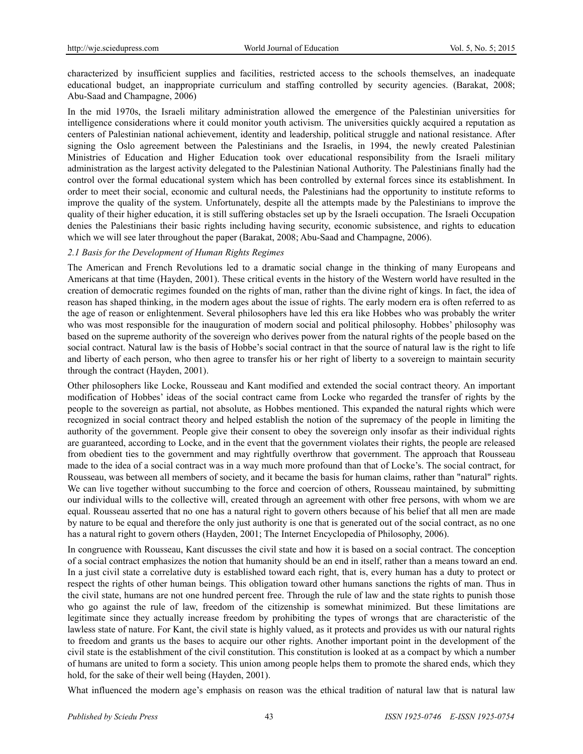characterized by insufficient supplies and facilities, restricted access to the schools themselves, an inadequate educational budget, an inappropriate curriculum and staffing controlled by security agencies. (Barakat, 2008; Abu-Saad and Champagne, 2006)

In the mid 1970s, the Israeli military administration allowed the emergence of the Palestinian universities for intelligence considerations where it could monitor youth activism. The universities quickly acquired a reputation as centers of Palestinian national achievement, identity and leadership, political struggle and national resistance. After signing the Oslo agreement between the Palestinians and the Israelis, in 1994, the newly created Palestinian Ministries of Education and Higher Education took over educational responsibility from the Israeli military administration as the largest activity delegated to the Palestinian National Authority. The Palestinians finally had the control over the formal educational system which has been controlled by external forces since its establishment. In order to meet their social, economic and cultural needs, the Palestinians had the opportunity to institute reforms to improve the quality of the system. Unfortunately, despite all the attempts made by the Palestinians to improve the quality of their higher education, it is still suffering obstacles set up by the Israeli occupation. The Israeli Occupation denies the Palestinians their basic rights including having security, economic subsistence, and rights to education which we will see later throughout the paper (Barakat, 2008; Abu-Saad and Champagne, 2006).

### *2.1 Basis for the Development of Human Rights Regimes*

The American and French Revolutions led to a dramatic social change in the thinking of many Europeans and Americans at that time (Hayden, 2001). These critical events in the history of the Western world have resulted in the creation of democratic regimes founded on the rights of man, rather than the divine right of kings. In fact, the idea of reason has shaped thinking, in the modern ages about the issue of rights. The early modern era is often referred to as the age of reason or enlightenment. Several philosophers have led this era like Hobbes who was probably the writer who was most responsible for the inauguration of modern social and political philosophy. Hobbes' philosophy was based on the supreme authority of the sovereign who derives power from the natural rights of the people based on the social contract. Natural law is the basis of Hobbe's social contract in that the source of natural law is the right to life and liberty of each person, who then agree to transfer his or her right of liberty to a sovereign to maintain security through the contract (Hayden, 2001).

Other philosophers like Locke, Rousseau and Kant modified and extended the social contract theory. An important modification of Hobbes' ideas of the social contract came from Locke who regarded the transfer of rights by the people to the sovereign as partial, not absolute, as Hobbes mentioned. This expanded the natural rights which were recognized in social contract theory and helped establish the notion of the supremacy of the people in limiting the authority of the government. People give their consent to obey the sovereign only insofar as their individual rights are guaranteed, according to Locke, and in the event that the government violates their rights, the people are released from obedient ties to the government and may rightfully overthrow that government. The approach that Rousseau made to the idea of a social contract was in a way much more profound than that of Locke's. The social contract, for Rousseau, was between all members of society, and it became the basis for human claims, rather than "natural" rights. We can live together without succumbing to the force and coercion of others, Rousseau maintained, by submitting our individual wills to the collective will, created through an agreement with other free persons, with whom we are equal. Rousseau asserted that no one has a natural right to govern others because of his belief that all men are made by nature to be equal and therefore the only just authority is one that is generated out of the social contract, as no one has a natural right to govern others (Hayden, 2001; The Internet Encyclopedia of Philosophy, 2006).

In congruence with Rousseau, Kant discusses the civil state and how it is based on a social contract. The conception of a social contract emphasizes the notion that humanity should be an end in itself, rather than a means toward an end. In a just civil state a correlative duty is established toward each right, that is, every human has a duty to protect or respect the rights of other human beings. This obligation toward other humans sanctions the rights of man. Thus in the civil state, humans are not one hundred percent free. Through the rule of law and the state rights to punish those who go against the rule of law, freedom of the citizenship is somewhat minimized. But these limitations are legitimate since they actually increase freedom by prohibiting the types of wrongs that are characteristic of the lawless state of nature. For Kant, the civil state is highly valued, as it protects and provides us with our natural rights to freedom and grants us the bases to acquire our other rights. Another important point in the development of the civil state is the establishment of the civil constitution. This constitution is looked at as a compact by which a number of humans are united to form a society. This union among people helps them to promote the shared ends, which they hold, for the sake of their well being (Hayden, 2001).

What influenced the modern age's emphasis on reason was the ethical tradition of natural law that is natural law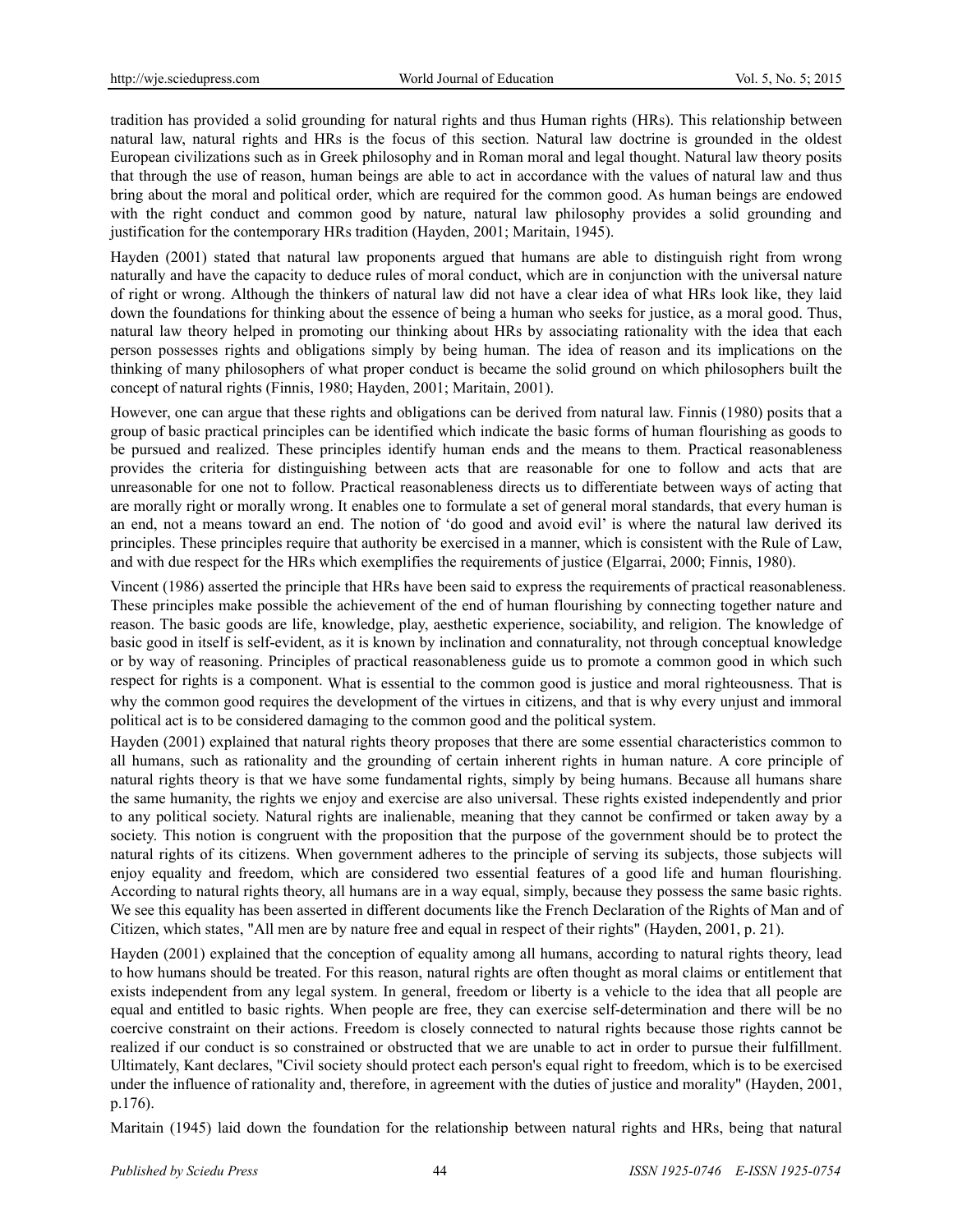tradition has provided a solid grounding for natural rights and thus Human rights (HRs). This relationship between natural law, natural rights and HRs is the focus of this section. Natural law doctrine is grounded in the oldest European civilizations such as in Greek philosophy and in Roman moral and legal thought. Natural law theory posits that through the use of reason, human beings are able to act in accordance with the values of natural law and thus bring about the moral and political order, which are required for the common good. As human beings are endowed with the right conduct and common good by nature, natural law philosophy provides a solid grounding and justification for the contemporary HRs tradition (Hayden, 2001; Maritain, 1945).

Hayden (2001) stated that natural law proponents argued that humans are able to distinguish right from wrong naturally and have the capacity to deduce rules of moral conduct, which are in conjunction with the universal nature of right or wrong. Although the thinkers of natural law did not have a clear idea of what HRs look like, they laid down the foundations for thinking about the essence of being a human who seeks for justice, as a moral good. Thus, natural law theory helped in promoting our thinking about HRs by associating rationality with the idea that each person possesses rights and obligations simply by being human. The idea of reason and its implications on the thinking of many philosophers of what proper conduct is became the solid ground on which philosophers built the concept of natural rights (Finnis, 1980; Hayden, 2001; Maritain, 2001).

However, one can argue that these rights and obligations can be derived from natural law. Finnis (1980) posits that a group of basic practical principles can be identified which indicate the basic forms of human flourishing as goods to be pursued and realized. These principles identify human ends and the means to them. Practical reasonableness provides the criteria for distinguishing between acts that are reasonable for one to follow and acts that are unreasonable for one not to follow. Practical reasonableness directs us to differentiate between ways of acting that are morally right or morally wrong. It enables one to formulate a set of general moral standards, that every human is an end, not a means toward an end. The notion of 'do good and avoid evil' is where the natural law derived its principles. These principles require that authority be exercised in a manner, which is consistent with the Rule of Law, and with due respect for the HRs which exemplifies the requirements of justice (Elgarrai, 2000; Finnis, 1980).

Vincent (1986) asserted the principle that HRs have been said to express the requirements of practical reasonableness. These principles make possible the achievement of the end of human flourishing by connecting together nature and reason. The basic goods are life, knowledge, play, aesthetic experience, sociability, and religion. The knowledge of basic good in itself is self-evident, as it is known by inclination and connaturality, not through conceptual knowledge or by way of reasoning. Principles of practical reasonableness guide us to promote a common good in which such respect for rights is a component. What is essential to the common good is justice and moral righteousness. That is why the common good requires the development of the virtues in citizens, and that is why every unjust and immoral political act is to be considered damaging to the common good and the political system.

Hayden (2001) explained that natural rights theory proposes that there are some essential characteristics common to all humans, such as rationality and the grounding of certain inherent rights in human nature. A core principle of natural rights theory is that we have some fundamental rights, simply by being humans. Because all humans share the same humanity, the rights we enjoy and exercise are also universal. These rights existed independently and prior to any political society. Natural rights are inalienable, meaning that they cannot be confirmed or taken away by a society. This notion is congruent with the proposition that the purpose of the government should be to protect the natural rights of its citizens. When government adheres to the principle of serving its subjects, those subjects will enjoy equality and freedom, which are considered two essential features of a good life and human flourishing. According to natural rights theory, all humans are in a way equal, simply, because they possess the same basic rights. We see this equality has been asserted in different documents like the French Declaration of the Rights of Man and of Citizen, which states, "All men are by nature free and equal in respect of their rights" (Hayden, 2001, p. 21).

Hayden (2001) explained that the conception of equality among all humans, according to natural rights theory, lead to how humans should be treated. For this reason, natural rights are often thought as moral claims or entitlement that exists independent from any legal system. In general, freedom or liberty is a vehicle to the idea that all people are equal and entitled to basic rights. When people are free, they can exercise self-determination and there will be no coercive constraint on their actions. Freedom is closely connected to natural rights because those rights cannot be realized if our conduct is so constrained or obstructed that we are unable to act in order to pursue their fulfillment. Ultimately, Kant declares, "Civil society should protect each person's equal right to freedom, which is to be exercised under the influence of rationality and, therefore, in agreement with the duties of justice and morality" (Hayden, 2001, p.176).

Maritain (1945) laid down the foundation for the relationship between natural rights and HRs, being that natural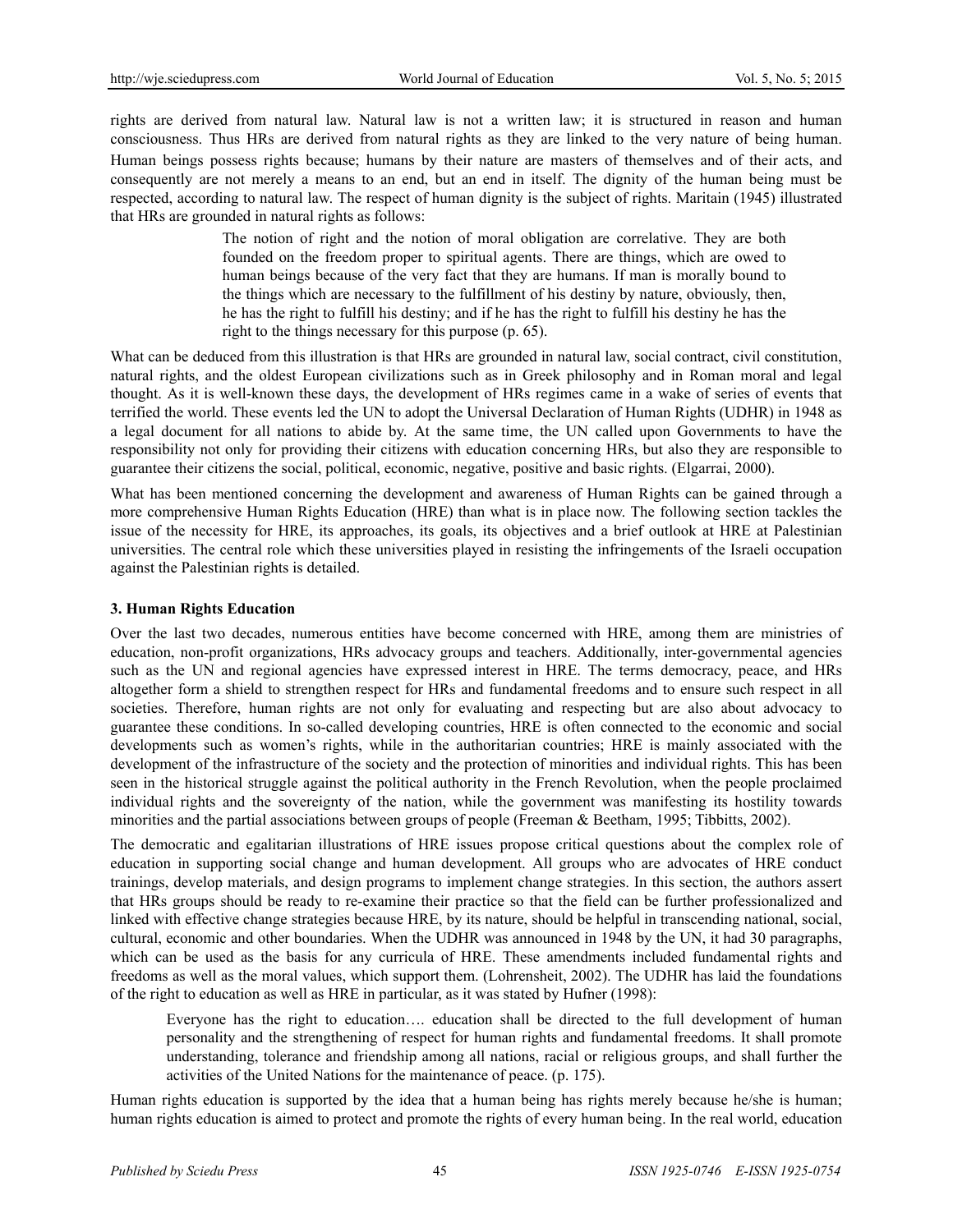rights are derived from natural law. Natural law is not a written law; it is structured in reason and human consciousness. Thus HRs are derived from natural rights as they are linked to the very nature of being human. Human beings possess rights because; humans by their nature are masters of themselves and of their acts, and consequently are not merely a means to an end, but an end in itself. The dignity of the human being must be respected, according to natural law. The respect of human dignity is the subject of rights. Maritain (1945) illustrated that HRs are grounded in natural rights as follows:

> The notion of right and the notion of moral obligation are correlative. They are both founded on the freedom proper to spiritual agents. There are things, which are owed to human beings because of the very fact that they are humans. If man is morally bound to the things which are necessary to the fulfillment of his destiny by nature, obviously, then, he has the right to fulfill his destiny; and if he has the right to fulfill his destiny he has the right to the things necessary for this purpose (p. 65).

What can be deduced from this illustration is that HRs are grounded in natural law, social contract, civil constitution, natural rights, and the oldest European civilizations such as in Greek philosophy and in Roman moral and legal thought. As it is well-known these days, the development of HRs regimes came in a wake of series of events that terrified the world. These events led the UN to adopt the Universal Declaration of Human Rights (UDHR) in 1948 as a legal document for all nations to abide by. At the same time, the UN called upon Governments to have the responsibility not only for providing their citizens with education concerning HRs, but also they are responsible to guarantee their citizens the social, political, economic, negative, positive and basic rights. (Elgarrai, 2000).

What has been mentioned concerning the development and awareness of Human Rights can be gained through a more comprehensive Human Rights Education (HRE) than what is in place now. The following section tackles the issue of the necessity for HRE, its approaches, its goals, its objectives and a brief outlook at HRE at Palestinian universities. The central role which these universities played in resisting the infringements of the Israeli occupation against the Palestinian rights is detailed.

## 3. Human Rights Education

Over the last two decades, numerous entities have become concerned with HRE, among them are ministries of education, non-profit organizations, HRs advocacy groups and teachers. Additionally, inter-governmental agencies such as the UN and regional agencies have expressed interest in HRE. The terms democracy, peace, and HRs altogether form a shield to strengthen respect for HRs and fundamental freedoms and to ensure such respect in all societies. Therefore, human rights are not only for evaluating and respecting but are also about advocacy to guarantee these conditions. In so-called developing countries, HRE is often connected to the economic and social developments such as women's rights, while in the authoritarian countries; HRE is mainly associated with the development of the infrastructure of the society and the protection of minorities and individual rights. This has been seen in the historical struggle against the political authority in the French Revolution, when the people proclaimed individual rights and the sovereignty of the nation, while the government was manifesting its hostility towards minorities and the partial associations between groups of people (Freeman & Beetham, 1995; Tibbitts, 2002).

The democratic and egalitarian illustrations of HRE issues propose critical questions about the complex role of education in supporting social change and human development. All groups who are advocates of HRE conduct trainings, develop materials, and design programs to implement change strategies. In this section, the authors assert that HRs groups should be ready to re-examine their practice so that the field can be further professionalized and linked with effective change strategies because HRE, by its nature, should be helpful in transcending national, social, cultural, economic and other boundaries. When the UDHR was announced in 1948 by the UN, it had 30 paragraphs, which can be used as the basis for any curricula of HRE. These amendments included fundamental rights and freedoms as well as the moral values, which support them. (Lohrensheit, 2002). The UDHR has laid the foundations of the right to education as well as HRE in particular, as it was stated by Hufner (1998):

> Everyone has the right to education…. education shall be directed to the full development of human personality and the strengthening of respect for human rights and fundamental freedoms. It shall promote understanding, tolerance and friendship among all nations, racial or religious groups, and shall further the activities of the United Nations for the maintenance of peace. (p. 175).

Human rights education is supported by the idea that a human being has rights merely because he/she is human; human rights education is aimed to protect and promote the rights of every human being. In the real world, education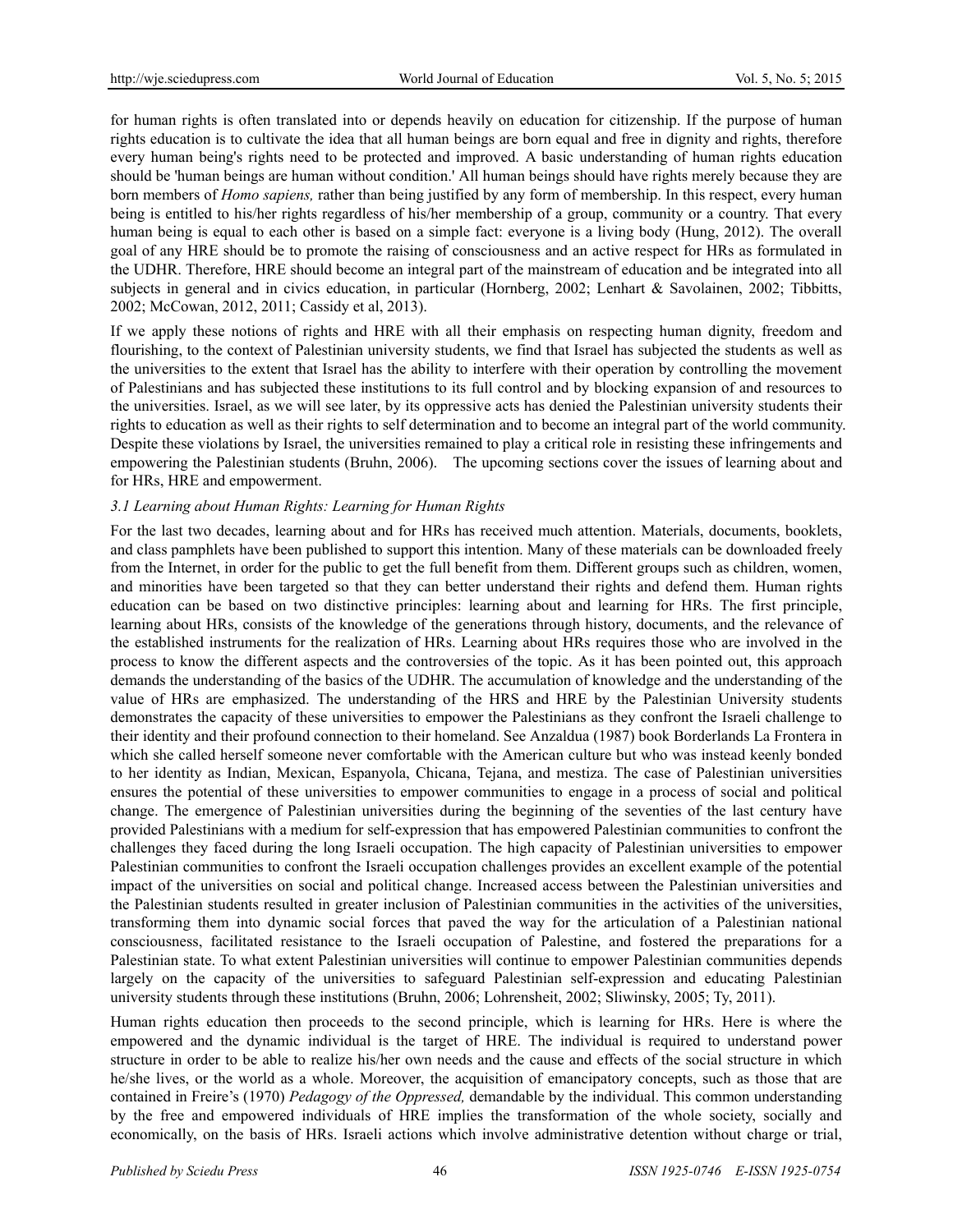for human rights is often translated into or depends heavily on education for citizenship. If the purpose of human rights education is to cultivate the idea that all human beings are born equal and free in dignity and rights, therefore every human being's rights need to be protected and improved. A basic understanding of human rights education should be 'human beings are human without condition.' All human beings should have rights merely because they are born members of *Homo sapiens,* rather than being justified by any form of membership. In this respect, every human being is entitled to his/her rights regardless of his/her membership of a group, community or a country. That every human being is equal to each other is based on a simple fact: everyone is a living body (Hung, 2012). The overall goal of any HRE should be to promote the raising of consciousness and an active respect for HRs as formulated in the UDHR. Therefore, HRE should become an integral part of the mainstream of education and be integrated into all subjects in general and in civics education, in particular (Hornberg, 2002; Lenhart & Savolainen, 2002; Tibbitts, 2002; McCowan, 2012, 2011; Cassidy et al, 2013).

If we apply these notions of rights and HRE with all their emphasis on respecting human dignity, freedom and flourishing, to the context of Palestinian university students, we find that Israel has subjected the students as well as the universities to the extent that Israel has the ability to interfere with their operation by controlling the movement of Palestinians and has subjected these institutions to its full control and by blocking expansion of and resources to the universities. Israel, as we will see later, by its oppressive acts has denied the Palestinian university students their rights to education as well as their rights to self determination and to become an integral part of the world community. Despite these violations by Israel, the universities remained to play a critical role in resisting these infringements and empowering the Palestinian students (Bruhn, 2006). The upcoming sections cover the issues of learning about and for HRs, HRE and empowerment.

### *3.1 Learning about Human Rights: Learning for Human Rights*

For the last two decades, learning about and for HRs has received much attention. Materials, documents, booklets, and class pamphlets have been published to support this intention. Many of these materials can be downloaded freely from the Internet, in order for the public to get the full benefit from them. Different groups such as children, women, and minorities have been targeted so that they can better understand their rights and defend them. Human rights education can be based on two distinctive principles: learning about and learning for HRs. The first principle, learning about HRs, consists of the knowledge of the generations through history, documents, and the relevance of the established instruments for the realization of HRs. Learning about HRs requires those who are involved in the process to know the different aspects and the controversies of the topic. As it has been pointed out, this approach demands the understanding of the basics of the UDHR. The accumulation of knowledge and the understanding of the value of HRs are emphasized. The understanding of the HRS and HRE by the Palestinian University students demonstrates the capacity of these universities to empower the Palestinians as they confront the Israeli challenge to their identity and their profound connection to their homeland. See Anzaldua (1987) book Borderlands La Frontera in which she called herself someone never comfortable with the American culture but who was instead keenly bonded to her identity as Indian, Mexican, Espanyola, Chicana, Tejana, and mestiza. The case of Palestinian universities ensures the potential of these universities to empower communities to engage in a process of social and political change. The emergence of Palestinian universities during the beginning of the seventies of the last century have provided Palestinians with a medium for self-expression that has empowered Palestinian communities to confront the challenges they faced during the long Israeli occupation. The high capacity of Palestinian universities to empower Palestinian communities to confront the Israeli occupation challenges provides an excellent example of the potential impact of the universities on social and political change. Increased access between the Palestinian universities and the Palestinian students resulted in greater inclusion of Palestinian communities in the activities of the universities, transforming them into dynamic social forces that paved the way for the articulation of a Palestinian national consciousness, facilitated resistance to the Israeli occupation of Palestine, and fostered the preparations for a Palestinian state. To what extent Palestinian universities will continue to empower Palestinian communities depends largely on the capacity of the universities to safeguard Palestinian self-expression and educating Palestinian university students through these institutions (Bruhn, 2006; Lohrensheit, 2002; Sliwinsky, 2005; Ty, 2011).

Human rights education then proceeds to the second principle, which is learning for HRs. Here is where the empowered and the dynamic individual is the target of HRE. The individual is required to understand power structure in order to be able to realize his/her own needs and the cause and effects of the social structure in which he/she lives, or the world as a whole. Moreover, the acquisition of emancipatory concepts, such as those that are contained in Freire's (1970) *Pedagogy of the Oppressed,* demandable by the individual. This common understanding by the free and empowered individuals of HRE implies the transformation of the whole society, socially and economically, on the basis of HRs. Israeli actions which involve administrative detention without charge or trial,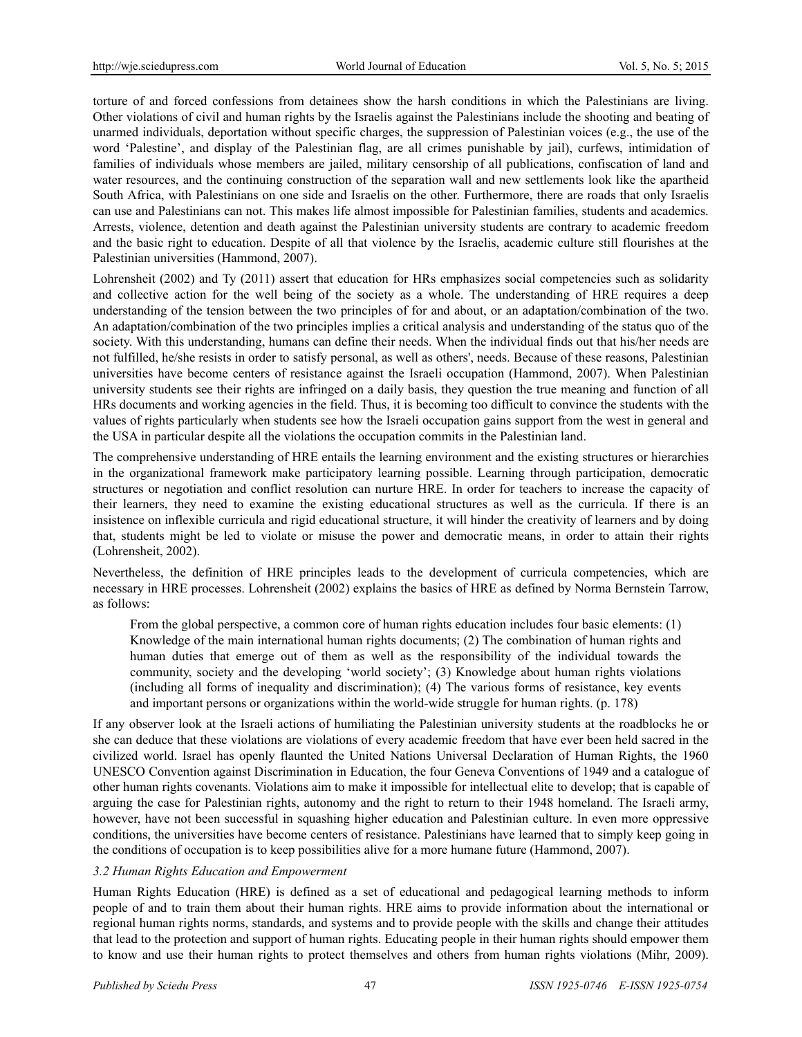torture of and forced confessions from detainees show the harsh conditions in which the Palestinians are living. Other violations of civil and human rights by the Israelis against the Palestinians include the shooting and beating of unarmed individuals, deportation without specific charges, the suppression of Palestinian voices (e.g., the use of the word 'Palestine', and display of the Palestinian flag, are all crimes punishable by jail), curfews, intimidation of families of individuals whose members are jailed, military censorship of all publications, confiscation of land and water resources, and the continuing construction of the separation wall and new settlements look like the apartheid South Africa, with Palestinians on one side and Israelis on the other. Furthermore, there are roads that only Israelis can use and Palestinians can not. This makes life almost impossible for Palestinian families, students and academics. Arrests, violence, detention and death against the Palestinian university students are contrary to academic freedom and the basic right to education. Despite of all that violence by the Israelis, academic culture still flourishes at the Palestinian universities (Hammond, 2007).

Lohrensheit (2002) and Ty (2011) assert that education for HRs emphasizes social competencies such as solidarity and collective action for the well being of the society as a whole. The understanding of HRE requires a deep understanding of the tension between the two principles of for and about, or an adaptation/combination of the two. An adaptation/combination of the two principles implies a critical analysis and understanding of the status quo of the society. With this understanding, humans can define their needs. When the individual finds out that his/her needs are not fulfilled, he/she resists in order to satisfy personal, as well as others', needs. Because of these reasons, Palestinian universities have become centers of resistance against the Israeli occupation (Hammond, 2007). When Palestinian university students see their rights are infringed on a daily basis, they question the true meaning and function of all HRs documents and working agencies in the field. Thus, it is becoming too difficult to convince the students with the values of rights particularly when students see how the Israeli occupation gains support from the west in general and the USA in particular despite all the violations the occupation commits in the Palestinian land.

The comprehensive understanding of HRE entails the learning environment and the existing structures or hierarchies in the organizational framework make participatory learning possible. Learning through participation, democratic structures or negotiation and conflict resolution can nurture HRE. In order for teachers to increase the capacity of their learners, they need to examine the existing educational structures as well as the curricula. If there is an insistence on inflexible curricula and rigid educational structure, it will hinder the creativity of learners and by doing that, students might be led to violate or misuse the power and democratic means, in order to attain their rights (Lohrensheit, 2002).

Nevertheless, the definition of HRE principles leads to the development of curricula competencies, which are necessary in HRE processes. Lohrensheit (2002) explains the basics of HRE as defined by Norma Bernstein Tarrow, as follows:

> From the global perspective, a common core of human rights education includes four basic elements: (1) Knowledge of the main international human rights documents; (2) The combination of human rights and human duties that emerge out of them as well as the responsibility of the individual towards the community, society and the developing 'world society'; (3) Knowledge about human rights violations (including all forms of inequality and discrimination); (4) The various forms of resistance, key events and important persons or organizations within the world-wide struggle for human rights. (p. 178)

If any observer look at the Israeli actions of humiliating the Palestinian university students at the roadblocks he or she can deduce that these violations are violations of every academic freedom that have ever been held sacred in the civilized world. Israel has openly flaunted the United Nations Universal Declaration of Human Rights, the 1960 UNESCO Convention against Discrimination in Education, the four Geneva Conventions of 1949 and a catalogue of other human rights covenants. Violations aim to make it impossible for intellectual elite to develop; that is capable of arguing the case for Palestinian rights, autonomy and the right to return to their 1948 homeland. The Israeli army, however, have not been successful in squashing higher education and Palestinian culture. In even more oppressive conditions, the universities have become centers of resistance. Palestinians have learned that to simply keep going in the conditions of occupation is to keep possibilities alive for a more humane future (Hammond, 2007).

### *3.2 Human Rights Education and Empowerment*

Human Rights Education (HRE) is defined as a set of educational and pedagogical learning methods to inform people of and to train them about their human rights. HRE aims to provide information about the international or regional human rights norms, standards, and systems and to provide people with the skills and change their attitudes that lead to the protection and support of human rights. Educating people in their human rights should empower them to know and use their human rights to protect themselves and others from human rights violations (Mihr, 2009).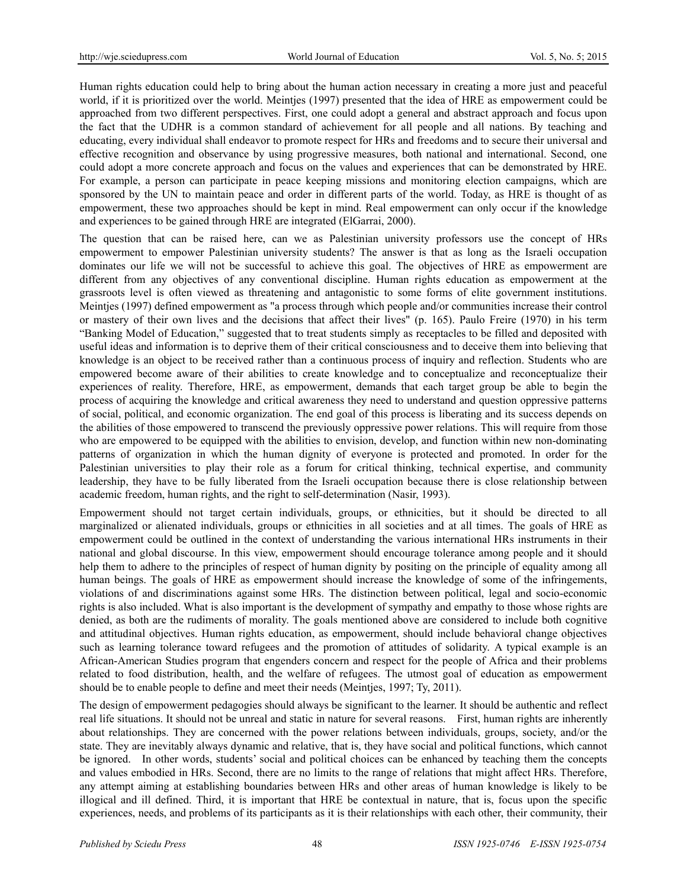Human rights education could help to bring about the human action necessary in creating a more just and peaceful world, if it is prioritized over the world. Meintjes (1997) presented that the idea of HRE as empowerment could be approached from two different perspectives. First, one could adopt a general and abstract approach and focus upon the fact that the UDHR is a common standard of achievement for all people and all nations. By teaching and educating, every individual shall endeavor to promote respect for HRs and freedoms and to secure their universal and effective recognition and observance by using progressive measures, both national and international. Second, one could adopt a more concrete approach and focus on the values and experiences that can be demonstrated by HRE. For example, a person can participate in peace keeping missions and monitoring election campaigns, which are sponsored by the UN to maintain peace and order in different parts of the world. Today, as HRE is thought of as empowerment, these two approaches should be kept in mind. Real empowerment can only occur if the knowledge and experiences to be gained through HRE are integrated (ElGarrai, 2000).

The question that can be raised here, can we as Palestinian university professors use the concept of HRs empowerment to empower Palestinian university students? The answer is that as long as the Israeli occupation dominates our life we will not be successful to achieve this goal. The objectives of HRE as empowerment are different from any objectives of any conventional discipline. Human rights education as empowerment at the grassroots level is often viewed as threatening and antagonistic to some forms of elite government institutions. Meintjes (1997) defined empowerment as "a process through which people and/or communities increase their control or mastery of their own lives and the decisions that affect their lives" (p. 165). Paulo Freire (1970) in his term "Banking Model of Education," suggested that to treat students simply as receptacles to be filled and deposited with useful ideas and information is to deprive them of their critical consciousness and to deceive them into believing that knowledge is an object to be received rather than a continuous process of inquiry and reflection. Students who are empowered become aware of their abilities to create knowledge and to conceptualize and reconceptualize their experiences of reality. Therefore, HRE, as empowerment, demands that each target group be able to begin the process of acquiring the knowledge and critical awareness they need to understand and question oppressive patterns of social, political, and economic organization. The end goal of this process is liberating and its success depends on the abilities of those empowered to transcend the previously oppressive power relations. This will require from those who are empowered to be equipped with the abilities to envision, develop, and function within new non-dominating patterns of organization in which the human dignity of everyone is protected and promoted. In order for the Palestinian universities to play their role as a forum for critical thinking, technical expertise, and community leadership, they have to be fully liberated from the Israeli occupation because there is close relationship between academic freedom, human rights, and the right to self-determination (Nasir, 1993).

Empowerment should not target certain individuals, groups, or ethnicities, but it should be directed to all marginalized or alienated individuals, groups or ethnicities in all societies and at all times. The goals of HRE as empowerment could be outlined in the context of understanding the various international HRs instruments in their national and global discourse. In this view, empowerment should encourage tolerance among people and it should help them to adhere to the principles of respect of human dignity by positing on the principle of equality among all human beings. The goals of HRE as empowerment should increase the knowledge of some of the infringements, violations of and discriminations against some HRs. The distinction between political, legal and socio-economic rights is also included. What is also important is the development of sympathy and empathy to those whose rights are denied, as both are the rudiments of morality. The goals mentioned above are considered to include both cognitive and attitudinal objectives. Human rights education, as empowerment, should include behavioral change objectives such as learning tolerance toward refugees and the promotion of attitudes of solidarity. A typical example is an African-American Studies program that engenders concern and respect for the people of Africa and their problems related to food distribution, health, and the welfare of refugees. The utmost goal of education as empowerment should be to enable people to define and meet their needs (Meintjes, 1997; Ty, 2011).

The design of empowerment pedagogies should always be significant to the learner. It should be authentic and reflect real life situations. It should not be unreal and static in nature for several reasons. First, human rights are inherently about relationships. They are concerned with the power relations between individuals, groups, society, and/or the state. They are inevitably always dynamic and relative, that is, they have social and political functions, which cannot be ignored. In other words, students' social and political choices can be enhanced by teaching them the concepts and values embodied in HRs. Second, there are no limits to the range of relations that might affect HRs. Therefore, any attempt aiming at establishing boundaries between HRs and other areas of human knowledge is likely to be illogical and ill defined. Third, it is important that HRE be contextual in nature, that is, focus upon the specific experiences, needs, and problems of its participants as it is their relationships with each other, their community, their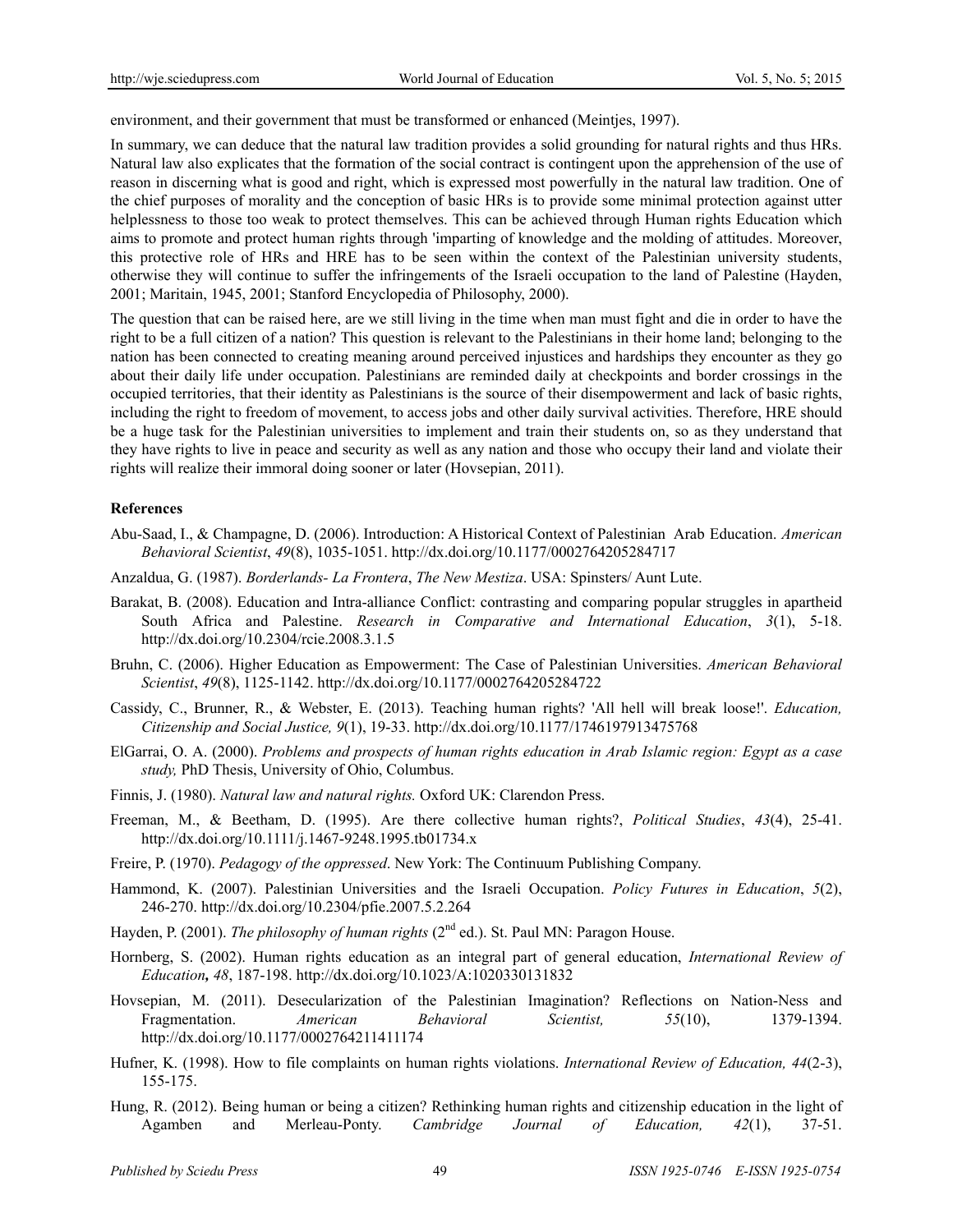environment, and their government that must be transformed or enhanced (Meintjes, 1997).

In summary, we can deduce that the natural law tradition provides a solid grounding for natural rights and thus HRs. Natural law also explicates that the formation of the social contract is contingent upon the apprehension of the use of reason in discerning what is good and right, which is expressed most powerfully in the natural law tradition. One of the chief purposes of morality and the conception of basic HRs is to provide some minimal protection against utter helplessness to those too weak to protect themselves. This can be achieved through Human rights Education which aims to promote and protect human rights through 'imparting of knowledge and the molding of attitudes. Moreover, this protective role of HRs and HRE has to be seen within the context of the Palestinian university students, otherwise they will continue to suffer the infringements of the Israeli occupation to the land of Palestine (Hayden, 2001; Maritain, 1945, 2001; Stanford Encyclopedia of Philosophy, 2000).

The question that can be raised here, are we still living in the time when man must fight and die in order to have the right to be a full citizen of a nation? This question is relevant to the Palestinians in their home land; belonging to the nation has been connected to creating meaning around perceived injustices and hardships they encounter as they go about their daily life under occupation. Palestinians are reminded daily at checkpoints and border crossings in the occupied territories, that their identity as Palestinians is the source of their disempowerment and lack of basic rights, including the right to freedom of movement, to access jobs and other daily survival activities. Therefore, HRE should be a huge task for the Palestinian universities to implement and train their students on, so as they understand that they have rights to live in peace and security as well as any nation and those who occupy their land and violate their rights will realize their immoral doing sooner or later (Hovsepian, 2011).

## References

Abu-Saad, I., & Champagne, D. (2006). Introduction: A Historical Context of Palestinian Arab Education. *American Behavioral Scientist*, *49*(8), 1035-1051. http://dx.doi.org/10.1177/0002764205284717

Anzaldua, G. (1987). *Borderlands- La Frontera*, *The New Mestiza*. USA: Spinsters/ Aunt Lute.

Barakat, B. (2008). Education and Intra-alliance Conflict: contrasting and comparing popular struggles in apartheid South Africa and Palestine. *Research in Comparative and International Education*, *3*(1), 5-18. http://dx.doi.org/10.2304/rcie.2008.3.1.5

Bruhn, C. (2006). Higher Education as Empowerment: The Case of Palestinian Universities. *American Behavioral Scientist*, *49*(8), 1125-1142. http://dx.doi.org/10.1177/0002764205284722

Cassidy, C., Brunner, R., & Webster, E. (2013). Teaching human rights? 'All hell will break loose!'. *Education, Citizenship and Social Justice, 9*(1), 19-33. http://dx.doi.org/10.1177/1746197913475768

ElGarrai, O. A. (2000). *Problems and prospects of human rights education in Arab Islamic region: Egypt as a case study,* PhD Thesis, University of Ohio, Columbus.

Finnis, J. (1980). *Natural law and natural rights.* Oxford UK: Clarendon Press.

Freeman, M., & Beetham, D. (1995). Are there collective human rights?, *Political Studies*, *43*(4), 25-41. http://dx.doi.org/10.1111/j.1467-9248.1995.tb01734.x

Freire, P. (1970). *Pedagogy of the oppressed*. New York: The Continuum Publishing Company.

Hammond, K. (2007). Palestinian Universities and the Israeli Occupation. *Policy Futures in Education*, *5*(2), 246-270. http://dx.doi.org/10.2304/pfie.2007.5.2.264

Hayden, P. (2001). *The philosophy of human rights* (2nd ed.). St. Paul MN: Paragon House.

Hornberg, S. (2002). Human rights education as an integral part of general education, *International Review of Education***,** *48*, 187-198. http://dx.doi.org/10.1023/A:1020330131832

Hovsepian, M. (2011). Desecularization of the Palestinian Imagination? Reflections on Nation-Ness and Fragmentation. *American Behavioral Scientist,* *55*(10), 1379-1394. http://dx.doi.org/10.1177/0002764211411174

Hufner, K. (1998). How to file complaints on human rights violations. *International Review of Education, 44*(2-3), 155-175.

Hung, R. (2012). Being human or being a citizen? Rethinking human rights and citizenship education in the light of Agamben and Merleau-Ponty. *Cambridge Journal of Education, 42*(1), 37-51.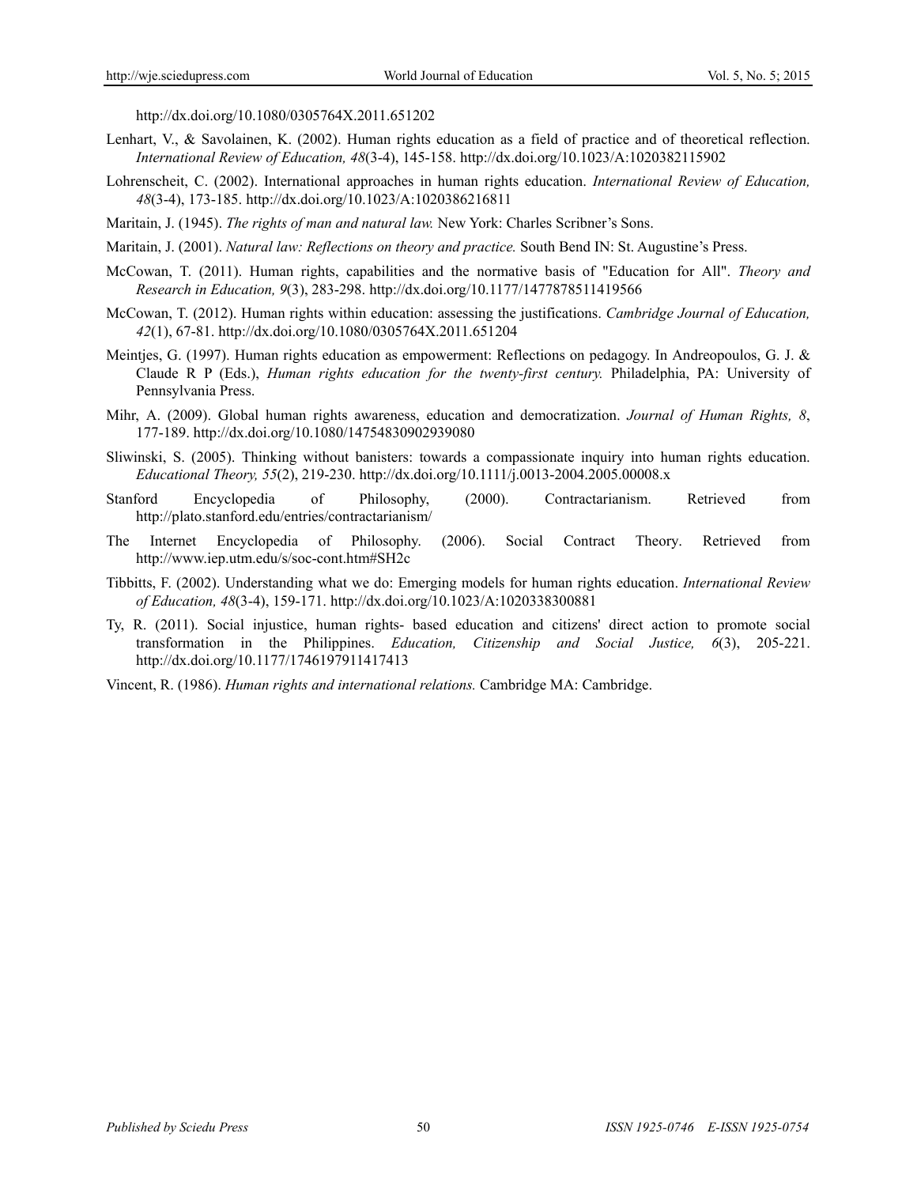http://dx.doi.org/10.1080/0305764X.2011.651202

Lenhart, V., & Savolainen, K. (2002). Human rights education as a field of practice and of theoretical reflection. *International Review of Education, 48*(3-4), 145-158. http://dx.doi.org/10.1023/A:1020382115902

Lohrenscheit, C. (2002). International approaches in human rights education. *International Review of Education, 48*(3-4), 173-185. http://dx.doi.org/10.1023/A:1020386216811

Maritain, J. (1945). *The rights of man and natural law.* New York: Charles Scribner's Sons.

Maritain, J. (2001). *Natural law: Reflections on theory and practice.* South Bend IN: St. Augustine's Press.

McCowan, T. (2011). Human rights, capabilities and the normative basis of "Education for All". *Theory and Research in Education, 9*(3), 283-298. http://dx.doi.org/10.1177/1477878511419566

McCowan, T. (2012). Human rights within education: assessing the justifications. *Cambridge Journal of Education, 42*(1), 67-81. http://dx.doi.org/10.1080/0305764X.2011.651204

Meintjes, G. (1997). Human rights education as empowerment: Reflections on pedagogy. In Andreopoulos, G. J. & Claude R P (Eds.), *Human rights education for the twenty-first century.* Philadelphia, PA: University of Pennsylvania Press.

Mihr, A. (2009). Global human rights awareness, education and democratization. *Journal of Human Rights, 8*, 177-189. http://dx.doi.org/10.1080/14754830902939080

Sliwinski, S. (2005). Thinking without banisters: towards a compassionate inquiry into human rights education. *Educational Theory, 55*(2), 219-230. http://dx.doi.org/10.1111/j.0013-2004.2005.00008.x

Stanford Encyclopedia of Philosophy, (2000). Contractarianism. Retrieved from http://plato.stanford.edu/entries/contractarianism/

The Internet Encyclopedia of Philosophy. (2006). Social Contract Theory. Retrieved from http://www.iep.utm.edu/s/soc-cont.htm#SH2c

Tibbitts, F. (2002). Understanding what we do: Emerging models for human rights education. *International Review of Education, 48*(3-4), 159-171. http://dx.doi.org/10.1023/A:1020338300881

Ty, R. (2011). Social injustice, human rights- based education and citizens' direct action to promote social transformation in the Philippines. *Education, Citizenship and Social Justice, 6*(3), 205-221. http://dx.doi.org/10.1177/1746197911417413

Vincent, R. (1986). *Human rights and international relations.* Cambridge MA: Cambridge.